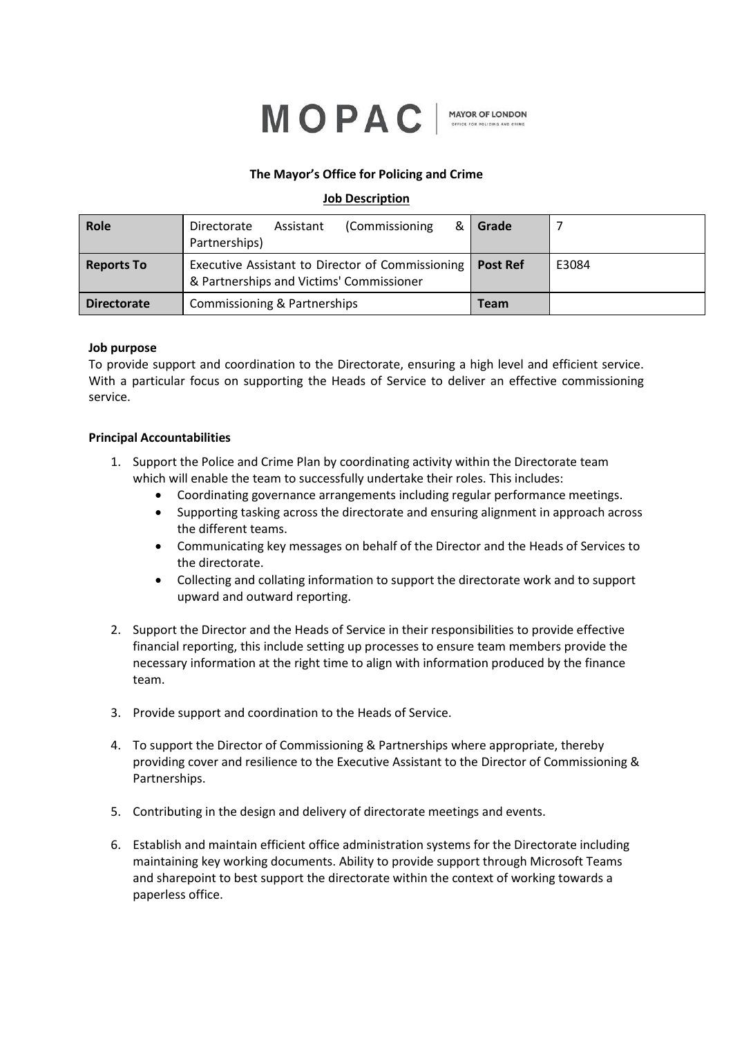# MOPAC | MAYOR OF LONDON OFFICE FOR POLICING AND CRIME

**The Mayor's Office for Policing and Crime**

**Job Description**

| **Role** | Directorate Assistant (Commissioning & Partnerships) | **Grade** | 7 |
|---|---|---|---|
| **Reports To** | Executive Assistant to Director of Commissioning & Partnerships and Victims' Commissioner | **Post Ref** | E3084 |
| **Directorate** | Commissioning & Partnerships | **Team** | |

**Job purpose**

To provide support and coordination to the Directorate, ensuring a high level and efficient service. With a particular focus on supporting the Heads of Service to deliver an effective commissioning service.

**Principal Accountabilities**

1. Support the Police and Crime Plan by coordinating activity within the Directorate team which will enable the team to successfully undertake their roles. This includes:
   - Coordinating governance arrangements including regular performance meetings.
   - Supporting tasking across the directorate and ensuring alignment in approach across the different teams.
   - Communicating key messages on behalf of the Director and the Heads of Services to the directorate.
   - Collecting and collating information to support the directorate work and to support upward and outward reporting.

2. Support the Director and the Heads of Service in their responsibilities to provide effective financial reporting, this include setting up processes to ensure team members provide the necessary information at the right time to align with information produced by the finance team.

3. Provide support and coordination to the Heads of Service.

4. To support the Director of Commissioning & Partnerships where appropriate, thereby providing cover and resilience to the Executive Assistant to the Director of Commissioning & Partnerships.

5. Contributing in the design and delivery of directorate meetings and events.

6. Establish and maintain efficient office administration systems for the Directorate including maintaining key working documents. Ability to provide support through Microsoft Teams and sharepoint to best support the directorate within the context of working towards a paperless office.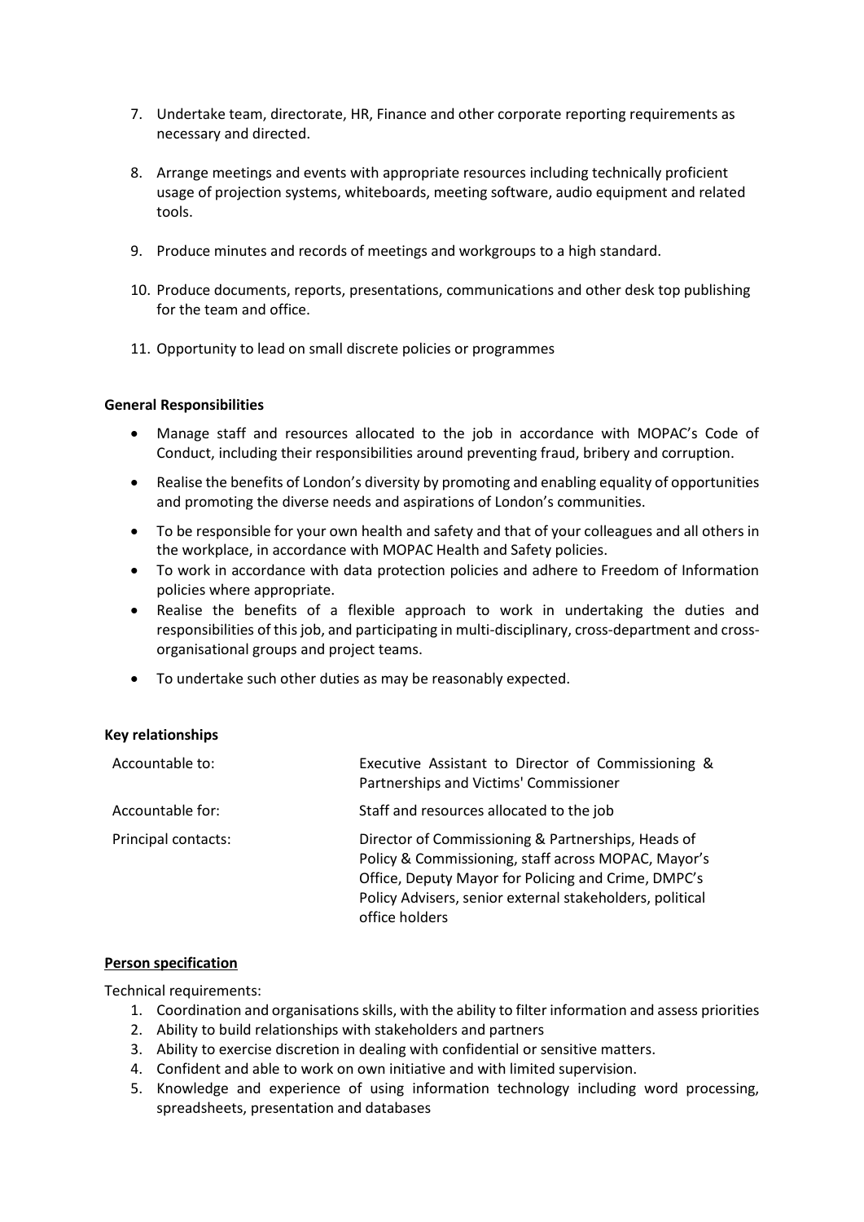7. Undertake team, directorate, HR, Finance and other corporate reporting requirements as necessary and directed.

8. Arrange meetings and events with appropriate resources including technically proficient usage of projection systems, whiteboards, meeting software, audio equipment and related tools.

9. Produce minutes and records of meetings and workgroups to a high standard.

10. Produce documents, reports, presentations, communications and other desk top publishing for the team and office.

11. Opportunity to lead on small discrete policies or programmes

**General Responsibilities**

- Manage staff and resources allocated to the job in accordance with MOPAC's Code of Conduct, including their responsibilities around preventing fraud, bribery and corruption.
- Realise the benefits of London's diversity by promoting and enabling equality of opportunities and promoting the diverse needs and aspirations of London's communities.
- To be responsible for your own health and safety and that of your colleagues and all others in the workplace, in accordance with MOPAC Health and Safety policies.
- To work in accordance with data protection policies and adhere to Freedom of Information policies where appropriate.
- Realise the benefits of a flexible approach to work in undertaking the duties and responsibilities of this job, and participating in multi-disciplinary, cross-department and cross-organisational groups and project teams.
- To undertake such other duties as may be reasonably expected.

**Key relationships**

| | |
|---|---|
| Accountable to: | Executive Assistant to Director of Commissioning & Partnerships and Victims' Commissioner |
| Accountable for: | Staff and resources allocated to the job |
| Principal contacts: | Director of Commissioning & Partnerships, Heads of Policy & Commissioning, staff across MOPAC, Mayor's Office, Deputy Mayor for Policing and Crime, DMPC's Policy Advisers, senior external stakeholders, political office holders |

**Person specification**

Technical requirements:

1. Coordination and organisations skills, with the ability to filter information and assess priorities
2. Ability to build relationships with stakeholders and partners
3. Ability to exercise discretion in dealing with confidential or sensitive matters.
4. Confident and able to work on own initiative and with limited supervision.
5. Knowledge and experience of using information technology including word processing, spreadsheets, presentation and databases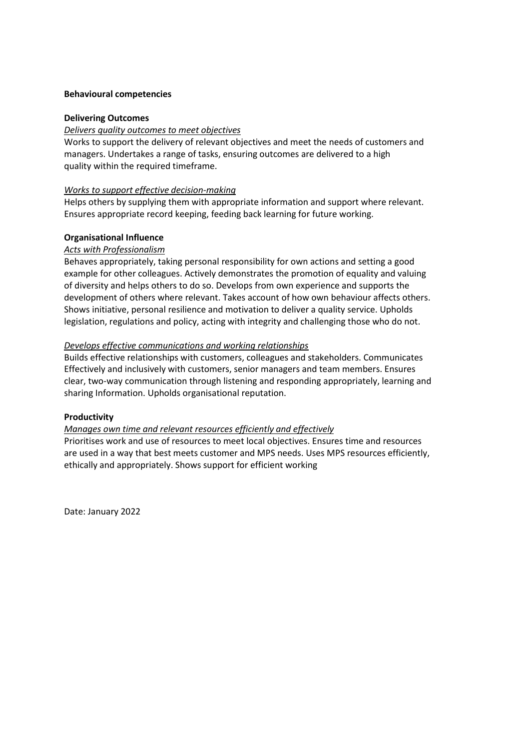**Behavioural competencies**

**Delivering Outcomes**

*Delivers quality outcomes to meet objectives*

Works to support the delivery of relevant objectives and meet the needs of customers and managers. Undertakes a range of tasks, ensuring outcomes are delivered to a high quality within the required timeframe.

*Works to support effective decision-making*

Helps others by supplying them with appropriate information and support where relevant. Ensures appropriate record keeping, feeding back learning for future working.

**Organisational Influence**

*Acts with Professionalism*

Behaves appropriately, taking personal responsibility for own actions and setting a good example for other colleagues. Actively demonstrates the promotion of equality and valuing of diversity and helps others to do so. Develops from own experience and supports the development of others where relevant. Takes account of how own behaviour affects others. Shows initiative, personal resilience and motivation to deliver a quality service. Upholds legislation, regulations and policy, acting with integrity and challenging those who do not.

*Develops effective communications and working relationships*

Builds effective relationships with customers, colleagues and stakeholders. Communicates Effectively and inclusively with customers, senior managers and team members. Ensures clear, two-way communication through listening and responding appropriately, learning and sharing Information. Upholds organisational reputation.

**Productivity**

*Manages own time and relevant resources efficiently and effectively*

Prioritises work and use of resources to meet local objectives. Ensures time and resources are used in a way that best meets customer and MPS needs. Uses MPS resources efficiently, ethically and appropriately. Shows support for efficient working

Date: January 2022